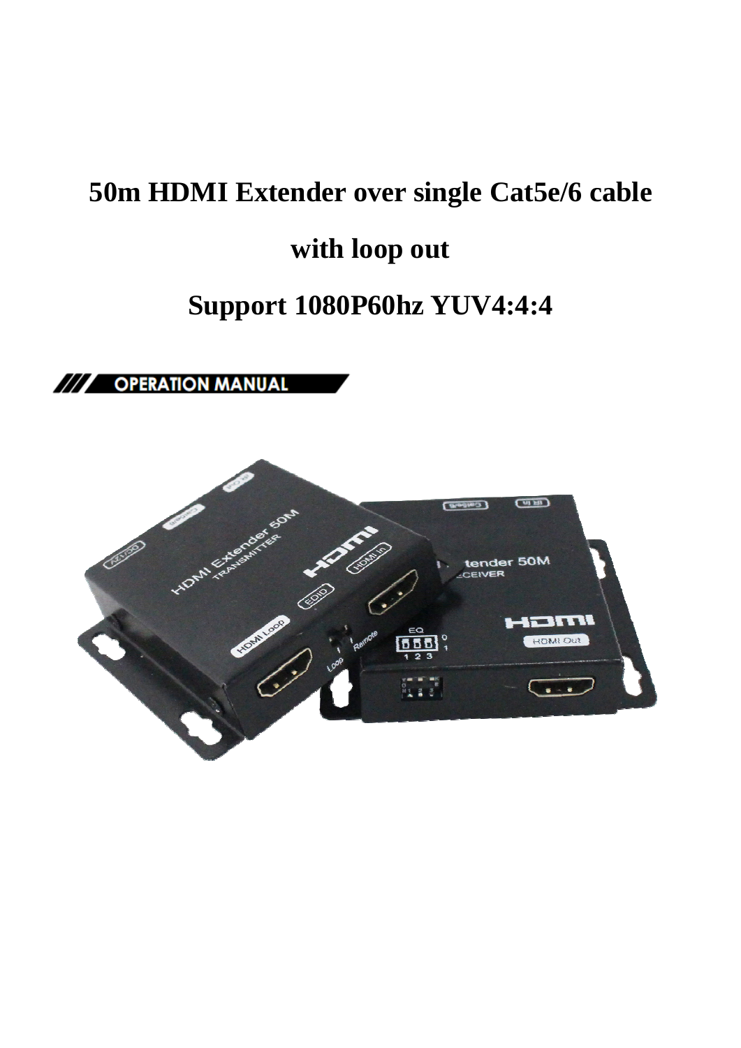# 50m HDMI Extender over single Cat5e/6 cable

# with loop out

# Support 1080P60hz YUV4:4:4

## OPERATION MANUAL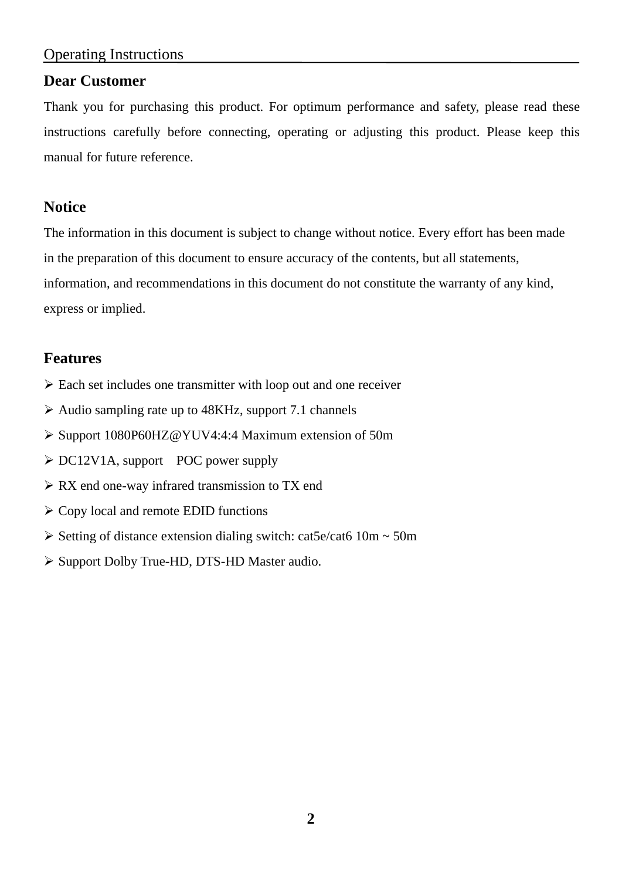Operating Instructions

## Dear Customer

Thank you for purchasing this product. For optimum performance and safety, please read these instructions carefully before connecting, operating or adjusting this product. Please keep this manual for future reference.

## Notice

The information in this document is subject to change without notice. Every effort has been made in the preparation of this document to ensure accuracy of the contents, but all statements, information, and recommendations in this document do not constitute the warranty of any kind, express or implied.

## Features

- Each set includes one transmitter with loop out and one receiver
- Audio sampling rate up to 48KHz, support 7.1 channels
- Support 1080P60HZ@YUV4:4:4 Maximum extension of 50m
- DC12V1A, support POC power supply
- RX end one-way infrared transmission to TX end
- Copy local and remote EDID functions
- Setting of distance extension dialing switch: cat5e/cat6 10m ~ 50m
- Support Dolby True-HD, DTS-HD Master audio.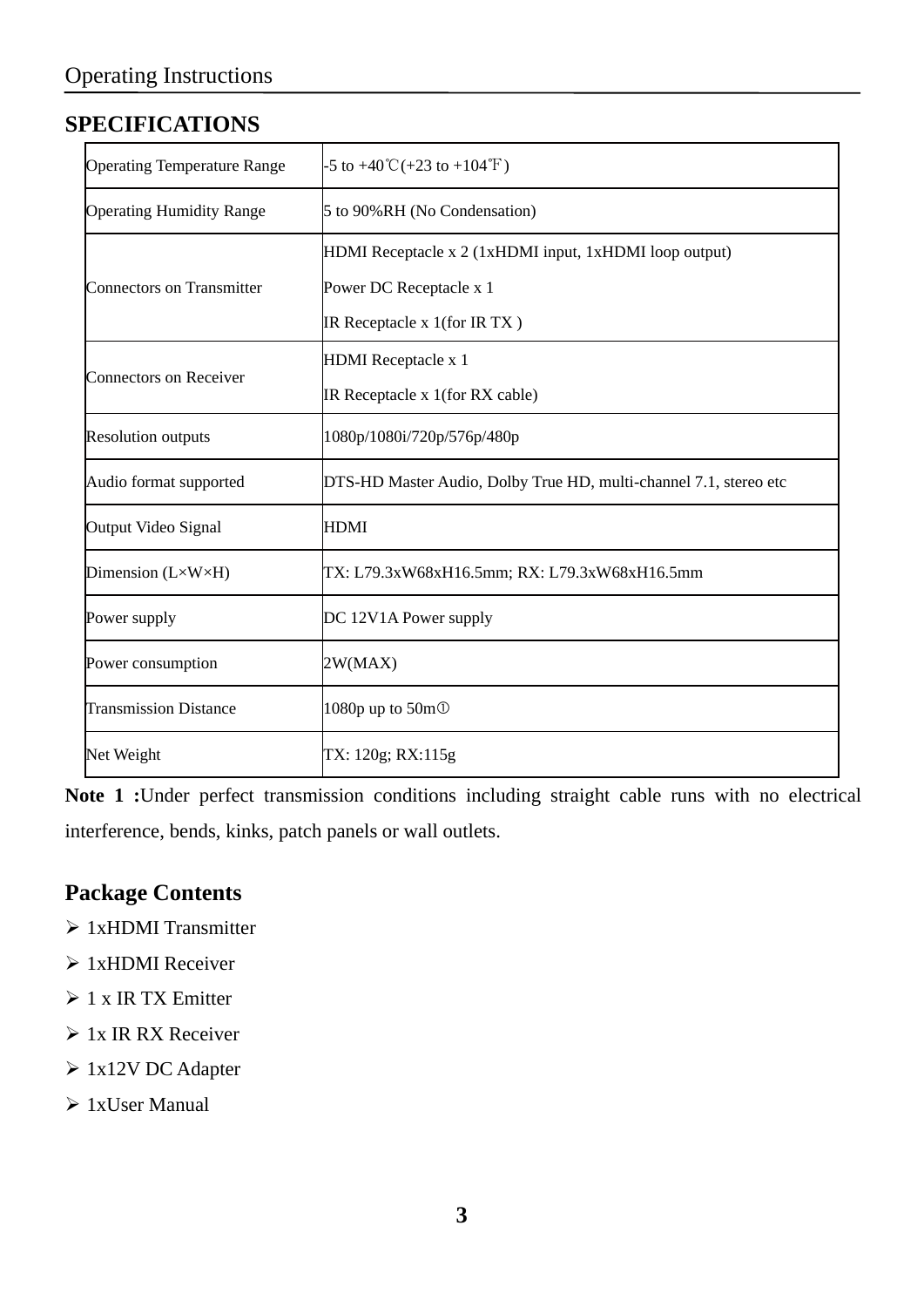## SPECIFICATIONS

| | |
|---|---|
| Operating Temperature Range | -5 to +40℃(+23 to +104℉) |
| Operating Humidity Range | 5 to 90%RH (No Condensation) |
| Connectors on Transmitter | HDMI Receptacle x 2 (1xHDMI input, 1xHDMI loop output)<br>Power DC Receptacle x 1<br>IR Receptacle x 1(for IR TX ) |
| Connectors on Receiver | HDMI Receptacle x 1<br>IR Receptacle x 1(for RX cable) |
| Resolution outputs | 1080p/1080i/720p/576p/480p |
| Audio format supported | DTS-HD Master Audio, Dolby True HD, multi-channel 7.1, stereo etc |
| Output Video Signal | HDMI |
| Dimension (L×W×H) | TX: L79.3xW68xH16.5mm; RX: L79.3xW68xH16.5mm |
| Power supply | DC 12V1A Power supply |
| Power consumption | 2W(MAX) |
| Transmission Distance | 1080p up to 50m① |
| Net Weight | TX: 120g; RX:115g |

**Note 1 :**Under perfect transmission conditions including straight cable runs with no electrical interference, bends, kinks, patch panels or wall outlets.

## Package Contents

- 1xHDMI Transmitter
- 1xHDMI Receiver
- 1 x IR TX Emitter
- 1x IR RX Receiver
- 1x12V DC Adapter
- 1xUser Manual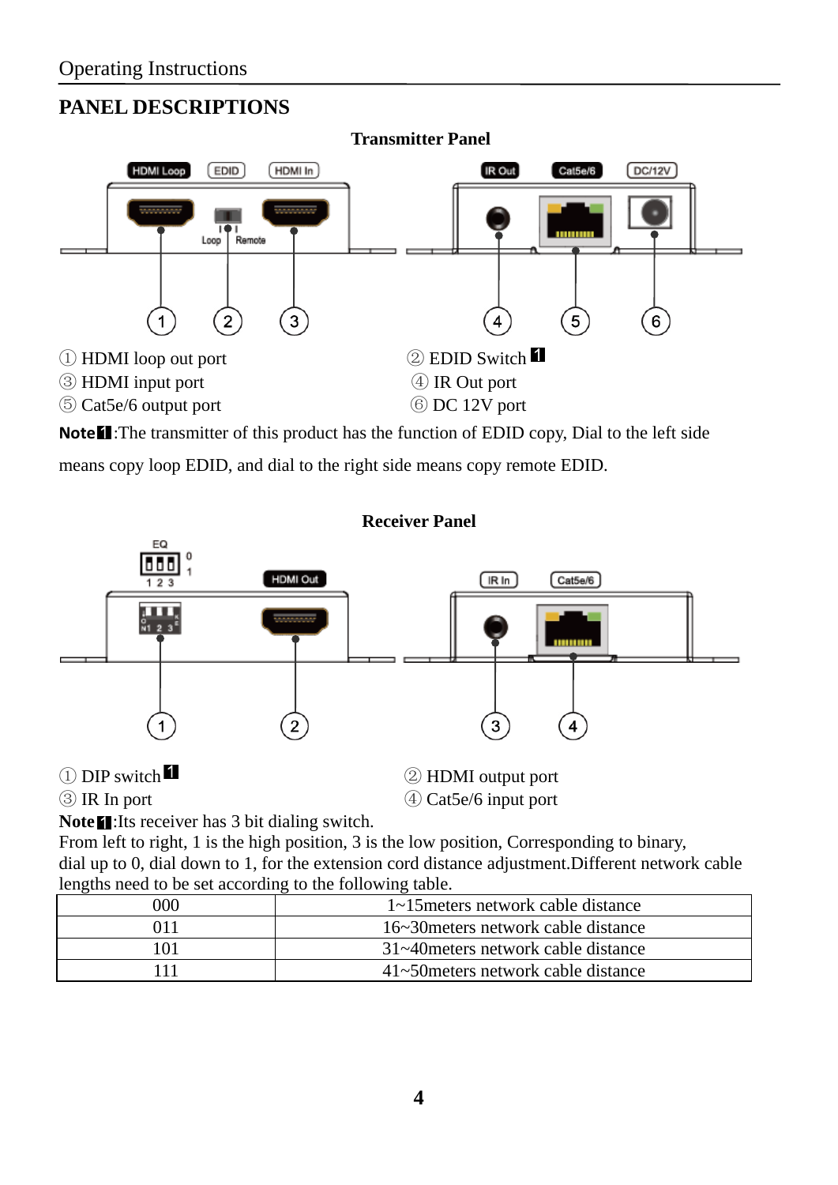## PANEL DESCRIPTIONS

**Transmitter Panel**

① HDMI loop out port
② EDID Switch [1]
③ HDMI input port
④ IR Out port
⑤ Cat5e/6 output port
⑥ DC 12V port

**Note[1]**:The transmitter of this product has the function of EDID copy, Dial to the left side means copy loop EDID, and dial to the right side means copy remote EDID.

**Receiver Panel**

① DIP switch [1]
② HDMI output port
③ IR In port
④ Cat5e/6 input port

**Note[1]**:Its receiver has 3 bit dialing switch.
From left to right, 1 is the high position, 3 is the low position, Corresponding to binary, dial up to 0, dial down to 1, for the extension cord distance adjustment.Different network cable lengths need to be set according to the following table.

| 000 | 1~15meters network cable distance |
|---|---|
| 011 | 16~30meters network cable distance |
| 101 | 31~40meters network cable distance |
| 111 | 41~50meters network cable distance |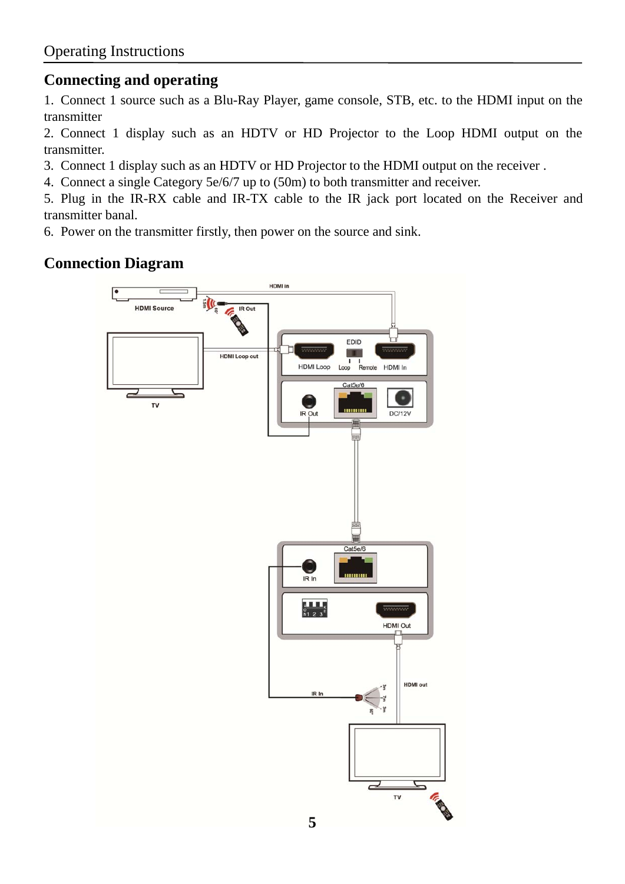## Connecting and operating

1. Connect 1 source such as a Blu-Ray Player, game console, STB, etc. to the HDMI input on the transmitter
2. Connect 1 display such as an HDTV or HD Projector to the Loop HDMI output on the transmitter.
3. Connect 1 display such as an HDTV or HD Projector to the HDMI output on the receiver .
4. Connect a single Category 5e/6/7 up to (50m) to both transmitter and receiver.
5. Plug in the IR-RX cable and IR-TX cable to the IR jack port located on the Receiver and transmitter banal.
6. Power on the transmitter firstly, then power on the source and sink.

## Connection Diagram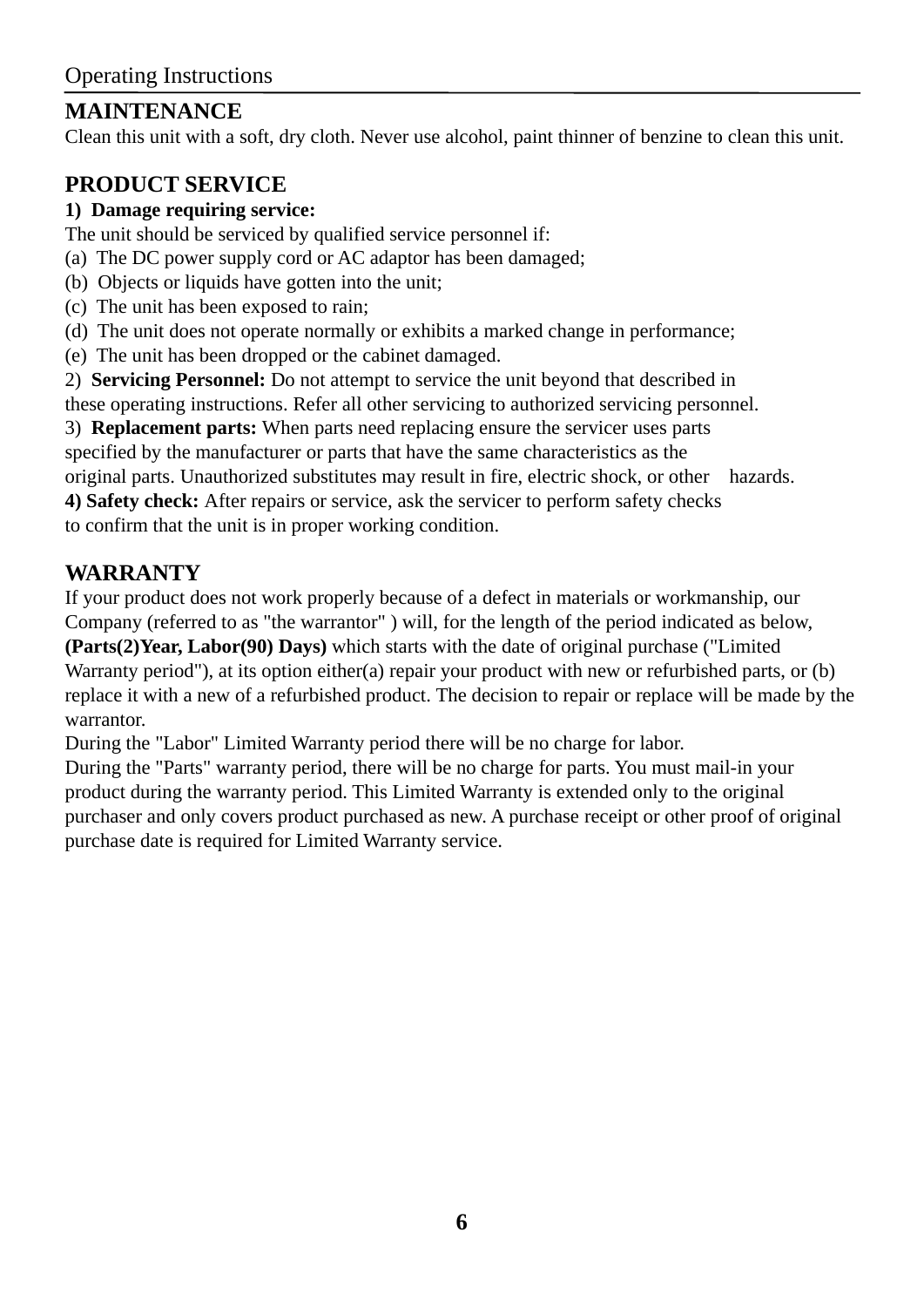## MAINTENANCE

Clean this unit with a soft, dry cloth. Never use alcohol, paint thinner of benzine to clean this unit.

## PRODUCT SERVICE

**1) Damage requiring service:**

The unit should be serviced by qualified service personnel if:

(a) The DC power supply cord or AC adaptor has been damaged;
(b) Objects or liquids have gotten into the unit;
(c) The unit has been exposed to rain;
(d) The unit does not operate normally or exhibits a marked change in performance;
(e) The unit has been dropped or the cabinet damaged.

2) **Servicing Personnel:** Do not attempt to service the unit beyond that described in these operating instructions. Refer all other servicing to authorized servicing personnel.

3) **Replacement parts:** When parts need replacing ensure the servicer uses parts specified by the manufacturer or parts that have the same characteristics as the original parts. Unauthorized substitutes may result in fire, electric shock, or other hazards.

**4) Safety check:** After repairs or service, ask the servicer to perform safety checks to confirm that the unit is in proper working condition.

## WARRANTY

If your product does not work properly because of a defect in materials or workmanship, our Company (referred to as "the warrantor" ) will, for the length of the period indicated as below, **(Parts(2)Year, Labor(90) Days)** which starts with the date of original purchase ("Limited Warranty period"), at its option either(a) repair your product with new or refurbished parts, or (b) replace it with a new of a refurbished product. The decision to repair or replace will be made by the warrantor.

During the "Labor" Limited Warranty period there will be no charge for labor.

During the "Parts" warranty period, there will be no charge for parts. You must mail-in your product during the warranty period. This Limited Warranty is extended only to the original purchaser and only covers product purchased as new. A purchase receipt or other proof of original purchase date is required for Limited Warranty service.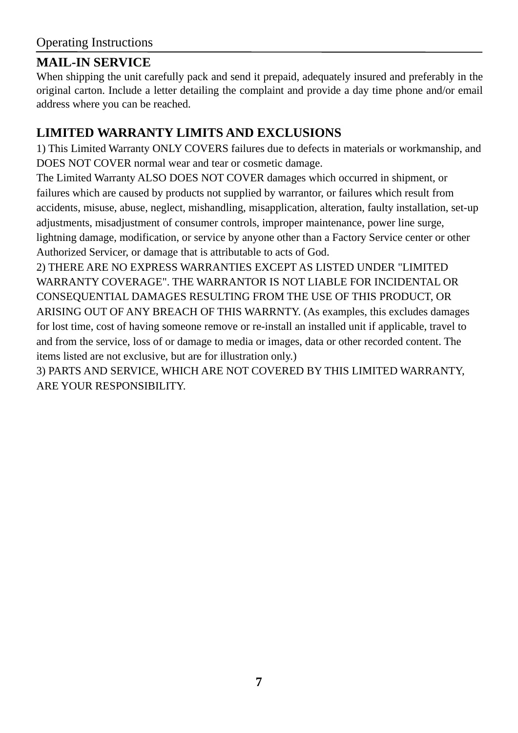## MAIL-IN SERVICE

When shipping the unit carefully pack and send it prepaid, adequately insured and preferably in the original carton. Include a letter detailing the complaint and provide a day time phone and/or email address where you can be reached.

## LIMITED WARRANTY LIMITS AND EXCLUSIONS

1) This Limited Warranty ONLY COVERS failures due to defects in materials or workmanship, and DOES NOT COVER normal wear and tear or cosmetic damage.
The Limited Warranty ALSO DOES NOT COVER damages which occurred in shipment, or failures which are caused by products not supplied by warrantor, or failures which result from accidents, misuse, abuse, neglect, mishandling, misapplication, alteration, faulty installation, set-up adjustments, misadjustment of consumer controls, improper maintenance, power line surge, lightning damage, modification, or service by anyone other than a Factory Service center or other Authorized Servicer, or damage that is attributable to acts of God.
2) THERE ARE NO EXPRESS WARRANTIES EXCEPT AS LISTED UNDER "LIMITED WARRANTY COVERAGE". THE WARRANTOR IS NOT LIABLE FOR INCIDENTAL OR CONSEQUENTIAL DAMAGES RESULTING FROM THE USE OF THIS PRODUCT, OR ARISING OUT OF ANY BREACH OF THIS WARRNTY. (As examples, this excludes damages for lost time, cost of having someone remove or re-install an installed unit if applicable, travel to and from the service, loss of or damage to media or images, data or other recorded content. The items listed are not exclusive, but are for illustration only.)
3) PARTS AND SERVICE, WHICH ARE NOT COVERED BY THIS LIMITED WARRANTY, ARE YOUR RESPONSIBILITY.